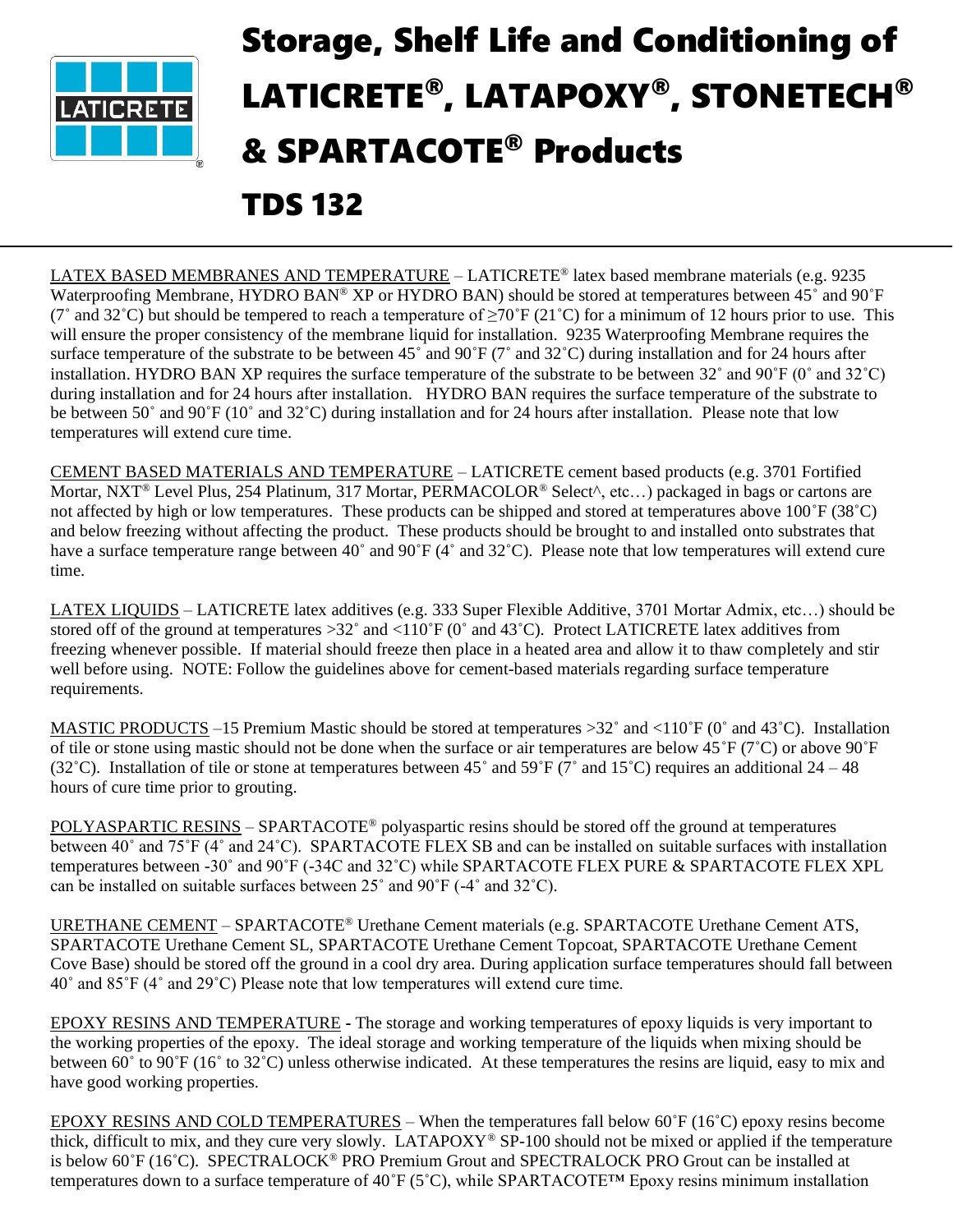# Storage, Shelf Life and Conditioning of LATICRETE®, LATAPOXY®, STONETECH® & SPARTACOTE® Products

# TDS 132

LATEX BASED MEMBRANES AND TEMPERATURE – LATICRETE® latex based membrane materials (e.g. 9235 Waterproofing Membrane, HYDRO BAN® XP or HYDRO BAN) should be stored at temperatures between 45˚ and 90˚F (7˚ and 32˚C) but should be tempered to reach a temperature of ≥70˚F (21˚C) for a minimum of 12 hours prior to use. This will ensure the proper consistency of the membrane liquid for installation. 9235 Waterproofing Membrane requires the surface temperature of the substrate to be between 45˚ and 90˚F (7˚ and 32˚C) during installation and for 24 hours after installation. HYDRO BAN XP requires the surface temperature of the substrate to be between 32˚ and 90˚F (0˚ and 32˚C) during installation and for 24 hours after installation. HYDRO BAN requires the surface temperature of the substrate to be between 50˚ and 90˚F (10˚ and 32˚C) during installation and for 24 hours after installation. Please note that low temperatures will extend cure time.

CEMENT BASED MATERIALS AND TEMPERATURE – LATICRETE cement based products (e.g. 3701 Fortified Mortar, NXT® Level Plus, 254 Platinum, 317 Mortar, PERMACOLOR® Select^, etc…) packaged in bags or cartons are not affected by high or low temperatures. These products can be shipped and stored at temperatures above 100˚F (38˚C) and below freezing without affecting the product. These products should be brought to and installed onto substrates that have a surface temperature range between 40˚ and 90˚F (4˚ and 32˚C). Please note that low temperatures will extend cure time.

LATEX LIQUIDS – LATICRETE latex additives (e.g. 333 Super Flexible Additive, 3701 Mortar Admix, etc…) should be stored off of the ground at temperatures >32˚ and <110˚F (0˚ and 43˚C). Protect LATICRETE latex additives from freezing whenever possible. If material should freeze then place in a heated area and allow it to thaw completely and stir well before using. NOTE: Follow the guidelines above for cement-based materials regarding surface temperature requirements.

MASTIC PRODUCTS –15 Premium Mastic should be stored at temperatures >32˚ and <110˚F (0˚ and 43˚C). Installation of tile or stone using mastic should not be done when the surface or air temperatures are below 45˚F (7˚C) or above 90˚F (32˚C). Installation of tile or stone at temperatures between 45˚ and 59˚F (7˚ and 15˚C) requires an additional 24 – 48 hours of cure time prior to grouting.

POLYASPARTIC RESINS – SPARTACOTE® polyaspartic resins should be stored off the ground at temperatures between 40˚ and 75˚F (4˚ and 24˚C). SPARTACOTE FLEX SB and can be installed on suitable surfaces with installation temperatures between -30˚ and 90˚F (-34C and 32˚C) while SPARTACOTE FLEX PURE & SPARTACOTE FLEX XPL can be installed on suitable surfaces between 25˚ and 90˚F (-4˚ and 32˚C).

URETHANE CEMENT – SPARTACOTE® Urethane Cement materials (e.g. SPARTACOTE Urethane Cement ATS, SPARTACOTE Urethane Cement SL, SPARTACOTE Urethane Cement Topcoat, SPARTACOTE Urethane Cement Cove Base) should be stored off the ground in a cool dry area. During application surface temperatures should fall between 40˚ and 85˚F (4˚ and 29˚C) Please note that low temperatures will extend cure time.

EPOXY RESINS AND TEMPERATURE - The storage and working temperatures of epoxy liquids is very important to the working properties of the epoxy. The ideal storage and working temperature of the liquids when mixing should be between 60˚ to 90˚F (16˚ to 32˚C) unless otherwise indicated. At these temperatures the resins are liquid, easy to mix and have good working properties.

EPOXY RESINS AND COLD TEMPERATURES – When the temperatures fall below 60˚F (16˚C) epoxy resins become thick, difficult to mix, and they cure very slowly. LATAPOXY® SP-100 should not be mixed or applied if the temperature is below 60˚F (16˚C). SPECTRALOCK® PRO Premium Grout and SPECTRALOCK PRO Grout can be installed at temperatures down to a surface temperature of 40˚F (5˚C), while SPARTACOTE™ Epoxy resins minimum installation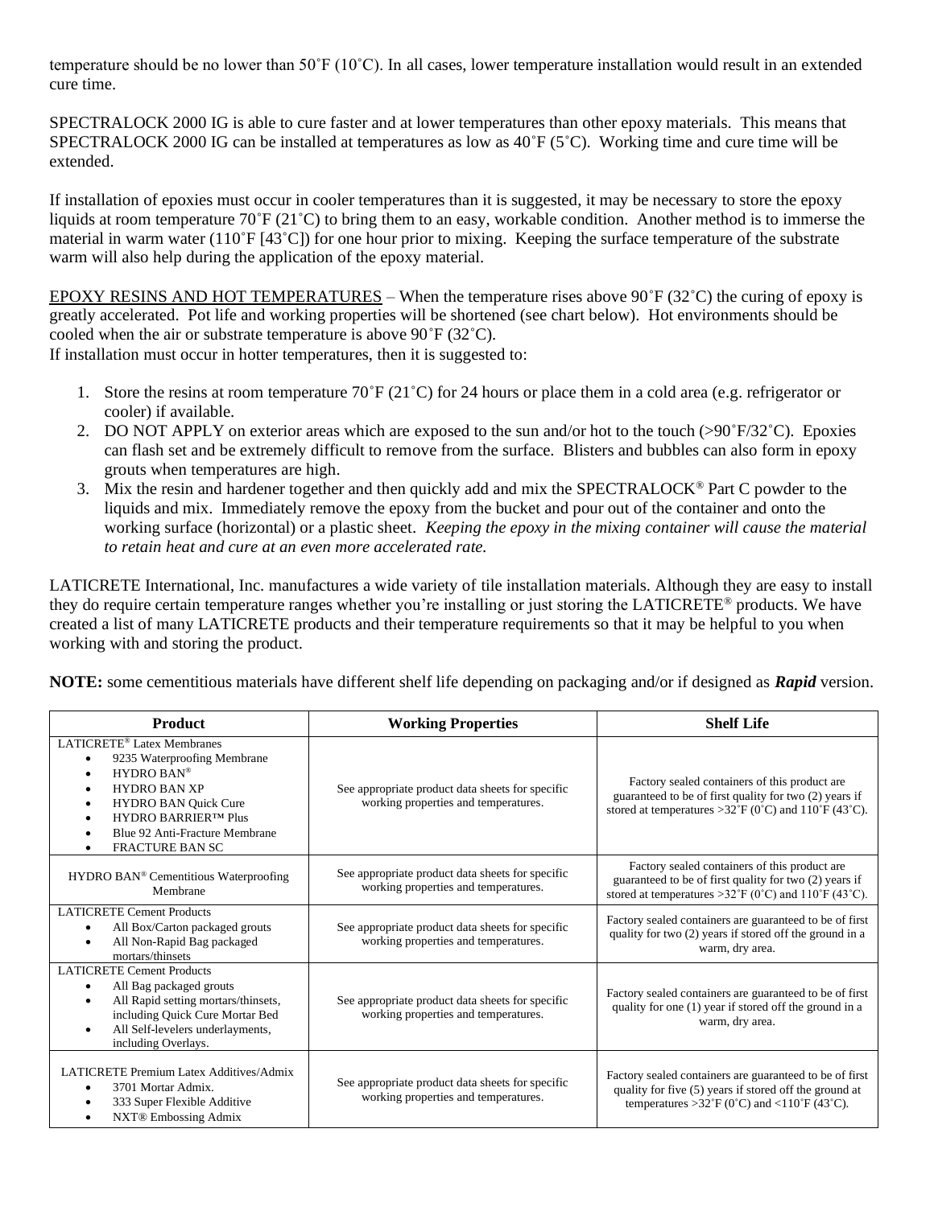temperature should be no lower than 50˚F (10˚C). In all cases, lower temperature installation would result in an extended cure time.

SPECTRALOCK 2000 IG is able to cure faster and at lower temperatures than other epoxy materials. This means that SPECTRALOCK 2000 IG can be installed at temperatures as low as 40˚F (5˚C). Working time and cure time will be extended.

If installation of epoxies must occur in cooler temperatures than it is suggested, it may be necessary to store the epoxy liquids at room temperature 70˚F (21˚C) to bring them to an easy, workable condition. Another method is to immerse the material in warm water (110˚F [43˚C]) for one hour prior to mixing. Keeping the surface temperature of the substrate warm will also help during the application of the epoxy material.

<u>EPOXY RESINS AND HOT TEMPERATURES</u> – When the temperature rises above 90˚F (32˚C) the curing of epoxy is greatly accelerated. Pot life and working properties will be shortened (see chart below). Hot environments should be cooled when the air or substrate temperature is above 90˚F (32˚C).
If installation must occur in hotter temperatures, then it is suggested to:

1. Store the resins at room temperature 70˚F (21˚C) for 24 hours or place them in a cold area (e.g. refrigerator or cooler) if available.
2. DO NOT APPLY on exterior areas which are exposed to the sun and/or hot to the touch (>90˚F/32˚C). Epoxies can flash set and be extremely difficult to remove from the surface. Blisters and bubbles can also form in epoxy grouts when temperatures are high.
3. Mix the resin and hardener together and then quickly add and mix the SPECTRALOCK® Part C powder to the liquids and mix. Immediately remove the epoxy from the bucket and pour out of the container and onto the working surface (horizontal) or a plastic sheet. *Keeping the epoxy in the mixing container will cause the material to retain heat and cure at an even more accelerated rate.*

LATICRETE International, Inc. manufactures a wide variety of tile installation materials. Although they are easy to install they do require certain temperature ranges whether you're installing or just storing the LATICRETE® products. We have created a list of many LATICRETE products and their temperature requirements so that it may be helpful to you when working with and storing the product.

**NOTE:** some cementitious materials have different shelf life depending on packaging and/or if designed as ***Rapid*** version.

| Product | Working Properties | Shelf Life |
|---|---|---|
| LATICRETE® Latex Membranes<br>• 9235 Waterproofing Membrane<br>• HYDRO BAN®<br>• HYDRO BAN XP<br>• HYDRO BAN Quick Cure<br>• HYDRO BARRIER™ Plus<br>• Blue 92 Anti-Fracture Membrane<br>• FRACTURE BAN SC | See appropriate product data sheets for specific working properties and temperatures. | Factory sealed containers of this product are guaranteed to be of first quality for two (2) years if stored at temperatures >32˚F (0˚C) and 110˚F (43˚C). |
| HYDRO BAN® Cementitious Waterproofing Membrane | See appropriate product data sheets for specific working properties and temperatures. | Factory sealed containers of this product are guaranteed to be of first quality for two (2) years if stored at temperatures >32˚F (0˚C) and 110˚F (43˚C). |
| LATICRETE Cement Products<br>• All Box/Carton packaged grouts<br>• All Non-Rapid Bag packaged mortars/thinsets | See appropriate product data sheets for specific working properties and temperatures. | Factory sealed containers are guaranteed to be of first quality for two (2) years if stored off the ground in a warm, dry area. |
| LATICRETE Cement Products<br>• All Bag packaged grouts<br>• All Rapid setting mortars/thinsets, including Quick Cure Mortar Bed<br>• All Self-levelers underlayments, including Overlays. | See appropriate product data sheets for specific working properties and temperatures. | Factory sealed containers are guaranteed to be of first quality for one (1) year if stored off the ground in a warm, dry area. |
| LATICRETE Premium Latex Additives/Admix<br>• 3701 Mortar Admix.<br>• 333 Super Flexible Additive<br>• NXT® Embossing Admix | See appropriate product data sheets for specific working properties and temperatures. | Factory sealed containers are guaranteed to be of first quality for five (5) years if stored off the ground at temperatures >32˚F (0˚C) and <110˚F (43˚C). |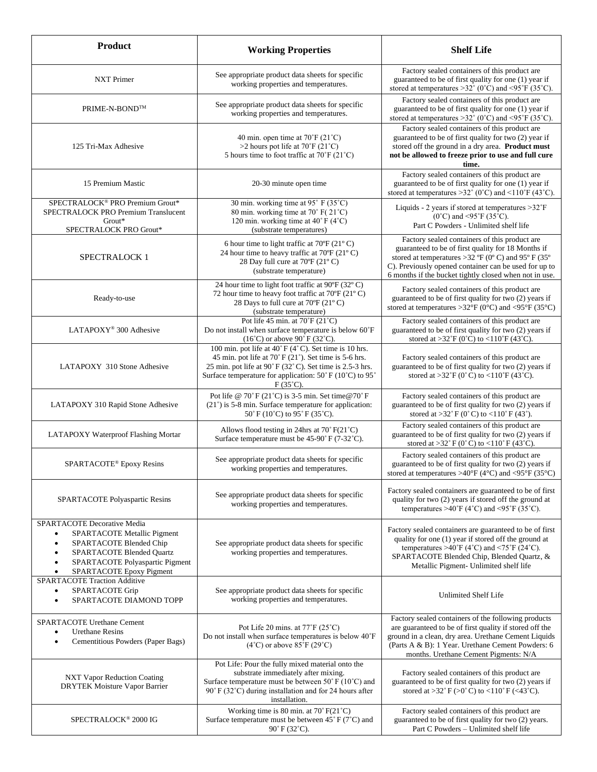| Product | Working Properties | Shelf Life |
|---|---|---|
| NXT Primer | See appropriate product data sheets for specific working properties and temperatures. | Factory sealed containers of this product are guaranteed to be of first quality for one (1) year if stored at temperatures >32˚ (0˚C) and <95˚F (35˚C). |
| PRIME-N-BOND™ | See appropriate product data sheets for specific working properties and temperatures. | Factory sealed containers of this product are guaranteed to be of first quality for one (1) year if stored at temperatures >32˚ (0˚C) and <95˚F (35˚C). |
| 125 Tri-Max Adhesive | 40 min. open time at 70˚F (21˚C)<br>>2 hours pot life at 70˚F (21˚C)<br>5 hours time to foot traffic at 70˚F (21˚C) | Factory sealed containers of this product are guaranteed to be of first quality for two (2) year if stored off the ground in a dry area. **Product must not be allowed to freeze prior to use and full cure time.** |
| 15 Premium Mastic | 20-30 minute open time | Factory sealed containers of this product are guaranteed to be of first quality for one (1) year if stored at temperatures >32˚ (0˚C) and <110˚F (43˚C). |
| SPECTRALOCK® PRO Premium Grout*<br>SPECTRALOCK PRO Premium Translucent Grout*<br>SPECTRALOCK PRO Grout* | 30 min. working time at 95˚ F (35˚C)<br>80 min. working time at 70˚ F( 21˚C)<br>120 min. working time at 40˚ F (4˚C)<br>(substrate temperatures) | Liquids - 2 years if stored at temperatures >32˚F (0˚C) and <95˚F (35˚C).<br>Part C Powders - Unlimited shelf life |
| SPECTRALOCK 1 | 6 hour time to light traffic at 70ºF (21º C)<br>24 hour time to heavy traffic at 70ºF (21º C)<br>28 Day full cure at 70ºF (21º C)<br>(substrate temperature) | Factory sealed containers of this product are guaranteed to be of first quality for 18 Months if stored at temperatures >32 ºF (0º C) and 95º F (35º C). Previously opened container can be used for up to 6 months if the bucket tightly closed when not in use. |
| Ready-to-use | 24 hour time to light foot traffic at 90ºF (32º C)<br>72 hour time to heavy foot traffic at 70ºF (21º C)<br>28 Days to full cure at 70ºF (21º C)<br>(substrate temperature) | Factory sealed containers of this product are guaranteed to be of first quality for two (2) years if stored at temperatures >32°F (0°C) and <95°F (35°C) |
| LATAPOXY® 300 Adhesive | Pot life 45 min. at 70˚F (21˚C)<br>Do not install when surface temperature is below 60˚F (16˚C) or above 90˚ F (32˚C). | Factory sealed containers of this product are guaranteed to be of first quality for two (2) years if stored at >32˚F (0˚C) to <110˚F (43˚C). |
| LATAPOXY 310 Stone Adhesive | 100 min. pot life at 40˚ F (4˚ C). Set time is 10 hrs.<br>45 min. pot life at 70˚ F (21˚). Set time is 5-6 hrs.<br>25 min. pot life at 90˚ F (32˚ C). Set time is 2.5-3 hrs.<br>Surface temperature for application: 50˚ F (10˚C) to 95˚ F (35˚C). | Factory sealed containers of this product are guaranteed to be of first quality for two (2) years if stored at >32˚F (0˚C) to <110˚F (43˚C). |
| LATAPOXY 310 Rapid Stone Adhesive | Pot life @ 70˚ F (21˚C) is 3-5 min. Set time@70˚ F (21˚) is 5-8 min. Surface temperature for application: 50˚ F (10˚C) to 95˚ F (35˚C). | Factory sealed containers of this product are guaranteed to be of first quality for two (2) years if stored at >32˚ F (0˚ C) to <110˚ F (43˚). |
| LATAPOXY Waterproof Flashing Mortar | Allows flood testing in 24hrs at 70˚ F(21˚C)<br>Surface temperature must be 45-90˚ F (7-32˚C). | Factory sealed containers of this product are guaranteed to be of first quality for two (2) years if stored at >32˚ F (0˚ C) to <110˚ F (43˚C). |
| SPARTACOTE® Epoxy Resins | See appropriate product data sheets for specific working properties and temperatures. | Factory sealed containers of this product are guaranteed to be of first quality for two (2) years if stored at temperatures >40°F (4°C) and <95°F (35°C) |
| SPARTACOTE Polyaspartic Resins | See appropriate product data sheets for specific working properties and temperatures. | Factory sealed containers are guaranteed to be of first quality for two (2) years if stored off the ground at temperatures >40˚F (4˚C) and <95˚F (35˚C). |
| SPARTACOTE Decorative Media<br>• SPARTACOTE Metallic Pigment<br>• SPARTACOTE Blended Chip<br>• SPARTACOTE Blended Quartz<br>• SPARTACOTE Polyaspartic Pigment<br>• SPARTACOTE Epoxy Pigment | See appropriate product data sheets for specific working properties and temperatures. | Factory sealed containers are guaranteed to be of first quality for one (1) year if stored off the ground at temperatures >40˚F (4˚C) and <75˚F (24˚C). SPARTACOTE Blended Chip, Blended Quartz, & Metallic Pigment- Unlimited shelf life |
| SPARTACOTE Traction Additive<br>• SPARTACOTE Grip<br>• SPARTACOTE DIAMOND TOPP | See appropriate product data sheets for specific working properties and temperatures. | Unlimited Shelf Life |
| SPARTACOTE Urethane Cement<br>• Urethane Resins<br>• Cementitious Powders (Paper Bags) | Pot Life 20 mins. at 77˚F (25˚C)<br>Do not install when surface temperatures is below 40˚F (4˚C) or above 85˚F (29˚C) | Factory sealed containers of the following products are guaranteed to be of first quality if stored off the ground in a clean, dry area. Urethane Cement Liquids (Parts A & B): 1 Year. Urethane Cement Powders: 6 months. Urethane Cement Pigments: N/A |
| NXT Vapor Reduction Coating<br>DRYTEK Moisture Vapor Barrier | Pot Life: Pour the fully mixed material onto the substrate immediately after mixing.<br>Surface temperature must be between 50˚ F (10˚C) and 90˚ F (32˚C) during installation and for 24 hours after installation. | Factory sealed containers of this product are guaranteed to be of first quality for two (2) years if stored at >32˚ F (>0˚ C) to <110˚ F (<43˚C). |
| SPECTRALOCK® 2000 IG | Working time is 80 min. at 70˚ F(21˚C)<br>Surface temperature must be between 45˚ F (7˚C) and 90˚ F (32˚C). | Factory sealed containers of this product are guaranteed to be of first quality for two (2) years.<br>Part C Powders – Unlimited shelf life |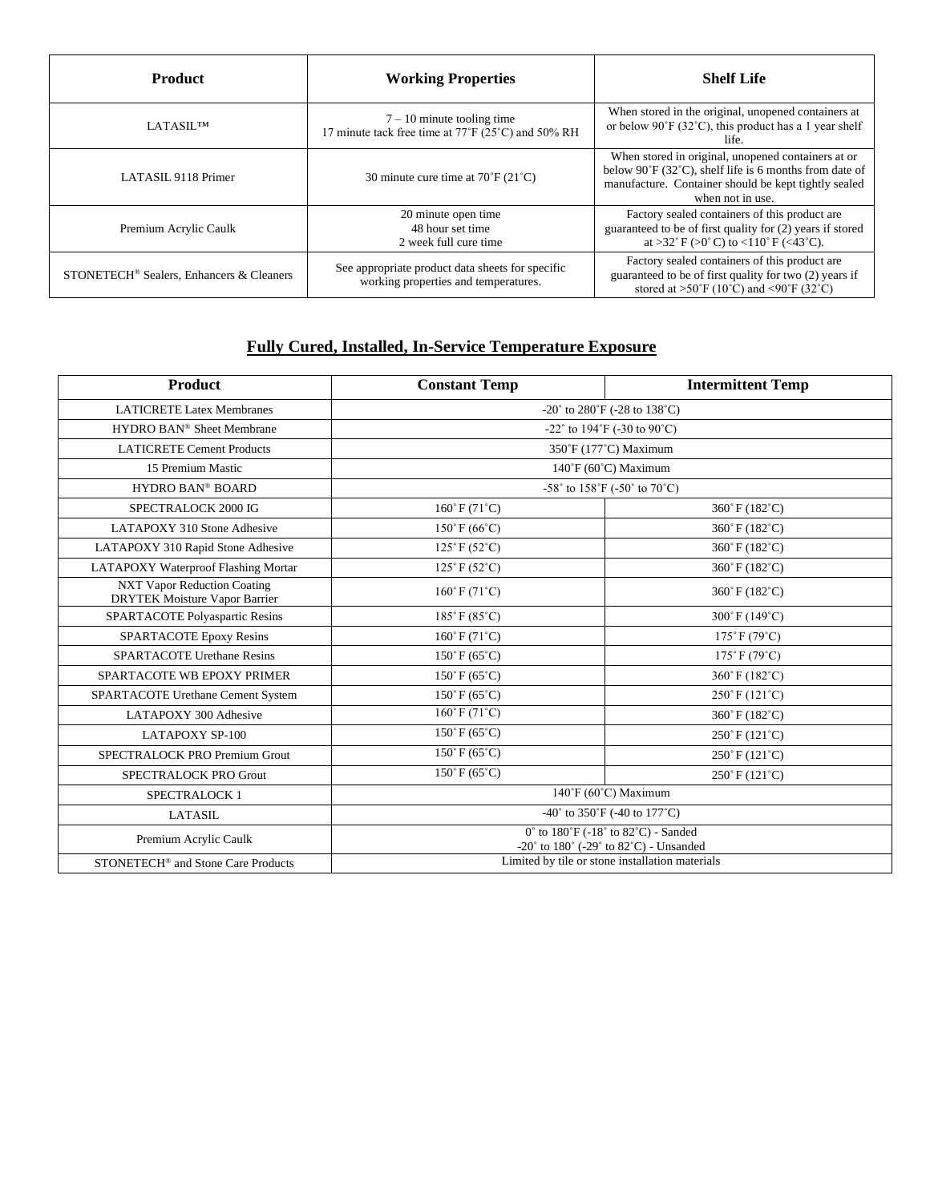| Product | Working Properties | Shelf Life |
|---|---|---|
| LATASIL™ | 7 – 10 minute tooling time<br>17 minute tack free time at 77˚F (25˚C) and 50% RH | When stored in the original, unopened containers at or below 90˚F (32˚C), this product has a 1 year shelf life. |
| LATASIL 9118 Primer | 30 minute cure time at 70˚F (21˚C) | When stored in original, unopened containers at or below 90˚F (32˚C), shelf life is 6 months from date of manufacture. Container should be kept tightly sealed when not in use. |
| Premium Acrylic Caulk | 20 minute open time<br>48 hour set time<br>2 week full cure time | Factory sealed containers of this product are guaranteed to be of first quality for (2) years if stored at >32˚ F (>0˚ C) to <110˚ F (<43˚C). |
| STONETECH® Sealers, Enhancers & Cleaners | See appropriate product data sheets for specific working properties and temperatures. | Factory sealed containers of this product are guaranteed to be of first quality for two (2) years if stored at >50˚F (10˚C) and <90˚F (32˚C) |

## Fully Cured, Installed, In-Service Temperature Exposure

| Product | Constant Temp | Intermittent Temp |
|---|---|---|
| LATICRETE Latex Membranes | -20˚ to 280˚F (-28 to 138˚C) | |
| HYDRO BAN® Sheet Membrane | -22˚ to 194˚F (-30 to 90˚C) | |
| LATICRETE Cement Products | 350˚F (177˚C) Maximum | |
| 15 Premium Mastic | 140˚F (60˚C) Maximum | |
| HYDRO BAN® BOARD | -58˚ to 158˚F (-50˚ to 70˚C) | |
| SPECTRALOCK 2000 IG | 160˚ F (71˚C) | 360˚ F (182˚C) |
| LATAPOXY 310 Stone Adhesive | 150˚ F (66˚C) | 360˚ F (182˚C) |
| LATAPOXY 310 Rapid Stone Adhesive | 125˚ F (52˚C) | 360˚ F (182˚C) |
| LATAPOXY Waterproof Flashing Mortar | 125˚ F (52˚C) | 360˚ F (182˚C) |
| NXT Vapor Reduction Coating<br>DRYTEK Moisture Vapor Barrier | 160˚ F (71˚C) | 360˚ F (182˚C) |
| SPARTACOTE Polyaspartic Resins | 185˚ F (85˚C) | 300˚ F (149˚C) |
| SPARTACOTE Epoxy Resins | 160˚ F (71˚C) | 175˚ F (79˚C) |
| SPARTACOTE Urethane Resins | 150˚ F (65˚C) | 175˚ F (79˚C) |
| SPARTACOTE WB EPOXY PRIMER | 150˚ F (65˚C) | 360˚ F (182˚C) |
| SPARTACOTE Urethane Cement System | 150˚ F (65˚C) | 250˚ F (121˚C) |
| LATAPOXY 300 Adhesive | 160˚ F (71˚C) | 360˚ F (182˚C) |
| LATAPOXY SP-100 | 150˚ F (65˚C) | 250˚ F (121˚C) |
| SPECTRALOCK PRO Premium Grout | 150˚ F (65˚C) | 250˚ F (121˚C) |
| SPECTRALOCK PRO Grout | 150˚ F (65˚C) | 250˚ F (121˚C) |
| SPECTRALOCK 1 | 140˚F (60˚C) Maximum | |
| LATASIL | -40˚ to 350˚F (-40 to 177˚C) | |
| Premium Acrylic Caulk | 0˚ to 180˚F (-18˚ to 82˚C) - Sanded<br>-20˚ to 180˚ (-29˚ to 82˚C) - Unsanded | |
| STONETECH® and Stone Care Products | Limited by tile or stone installation materials | |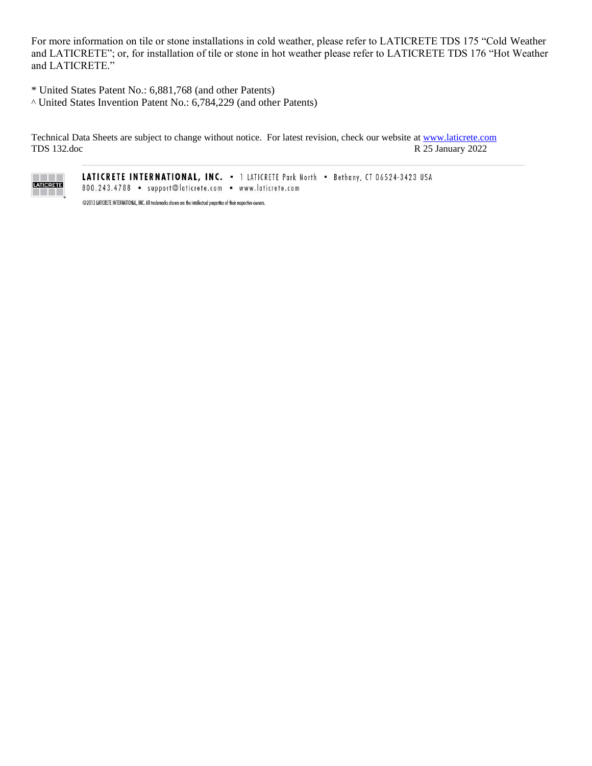For more information on tile or stone installations in cold weather, please refer to LATICRETE TDS 175 "Cold Weather and LATICRETE"; or, for installation of tile or stone in hot weather please refer to LATICRETE TDS 176 "Hot Weather and LATICRETE."

* United States Patent No.: 6,881,768 (and other Patents)
^ United States Invention Patent No.: 6,784,229 (and other Patents)

Technical Data Sheets are subject to change without notice. For latest revision, check our website at [www.laticrete.com](http://www.laticrete.com)
TDS 132.doc R 25 January 2022

**LATICRETE INTERNATIONAL, INC.** ▪ 1 LATICRETE Park North ▪ Bethany, CT 06524-3423 USA
800.243.4788 ▪ support@laticrete.com ▪ www.laticrete.com

©2013 LATICRETE INTERNATIONAL, INC. All trademarks shown are the intellectual properties of their respective owners.